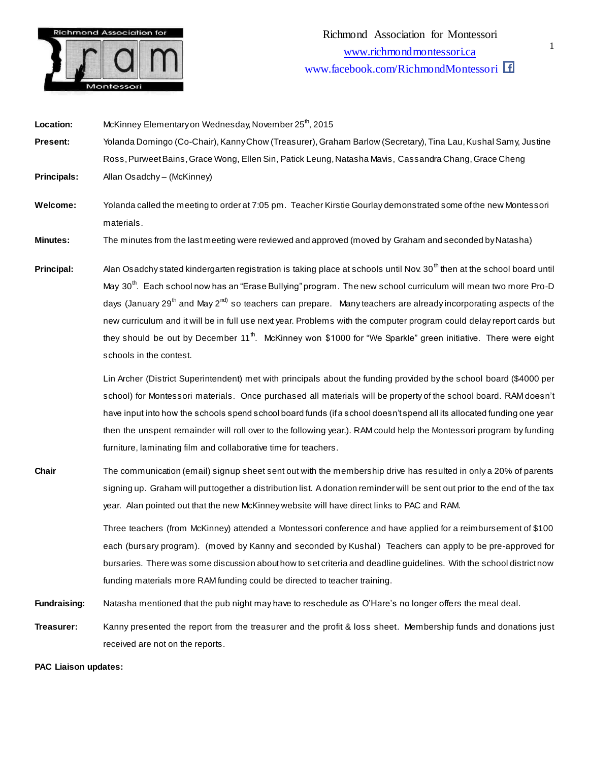# Richmond Association for Montessori

www.richmondmontessori.ca

www.facebook.com/RichmondMontessori

**Location:** McKinney Elementary on Wednesday, November 25th, 2015

**Present:** Yolanda Domingo (Co-Chair), Kanny Chow (Treasurer), Graham Barlow (Secretary), Tina Lau, Kushal Samy, Justine Ross, Purweet Bains, Grace Wong, Ellen Sin, Patick Leung, Natasha Mavis, Cassandra Chang, Grace Cheng

**Principals:** Allan Osadchy – (McKinney)

**Welcome:** Yolanda called the meeting to order at 7:05 pm. Teacher Kirstie Gourlay demonstrated some of the new Montessori materials.

**Minutes:** The minutes from the last meeting were reviewed and approved (moved by Graham and seconded by Natasha)

**Principal:** Alan Osadchy stated kindergarten registration is taking place at schools until Nov. 30th then at the school board until May 30th. Each school now has an "Erase Bullying" program. The new school curriculum will mean two more Pro-D days (January 29th and May 2nd) so teachers can prepare. Many teachers are already incorporating aspects of the new curriculum and it will be in full use next year. Problems with the computer program could delay report cards but they should be out by December 11th. McKinney won $1000 for "We Sparkle" green initiative. There were eight schools in the contest.

Lin Archer (District Superintendent) met with principals about the funding provided by the school board ($4000 per school) for Montessori materials. Once purchased all materials will be property of the school board. RAM doesn't have input into how the schools spend school board funds (if a school doesn't spend all its allocated funding one year then the unspent remainder will roll over to the following year.). RAM could help the Montessori program by funding furniture, laminating film and collaborative time for teachers.

**Chair** The communication (email) signup sheet sent out with the membership drive has resulted in only a 20% of parents signing up. Graham will put together a distribution list. A donation reminder will be sent out prior to the end of the tax year. Alan pointed out that the new McKinney website will have direct links to PAC and RAM.

Three teachers (from McKinney) attended a Montessori conference and have applied for a reimbursement of $100 each (bursary program). (moved by Kanny and seconded by Kushal) Teachers can apply to be pre-approved for bursaries. There was some discussion about how to set criteria and deadline guidelines. With the school district now funding materials more RAM funding could be directed to teacher training.

**Fundraising:** Natasha mentioned that the pub night may have to reschedule as O'Hare's no longer offers the meal deal.

**Treasurer:** Kanny presented the report from the treasurer and the profit & loss sheet. Membership funds and donations just received are not on the reports.

**PAC Liaison updates:**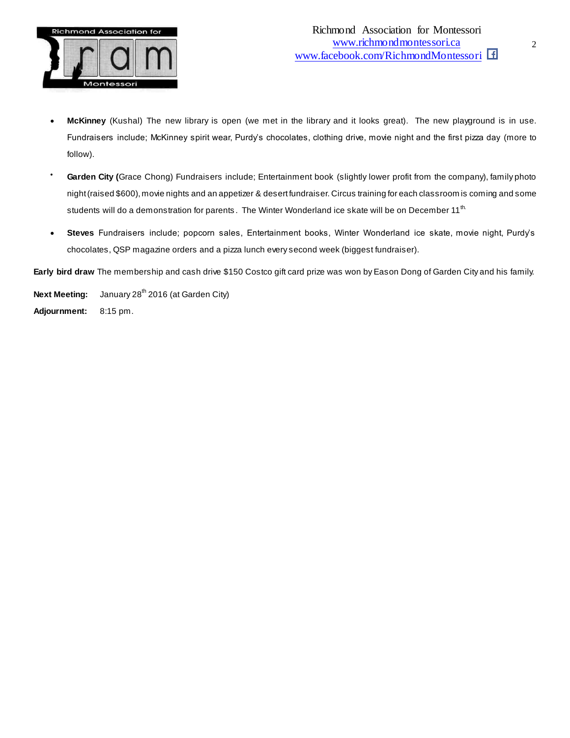- **McKinney** (Kushal) The new library is open (we met in the library and it looks great). The new playground is in use. Fundraisers include; McKinney spirit wear, Purdy's chocolates, clothing drive, movie night and the first pizza day (more to follow).
- **Garden City (**Grace Chong) Fundraisers include; Entertainment book (slightly lower profit from the company), family photo night (raised $600), movie nights and an appetizer & desert fundraiser. Circus training for each classroom is coming and some students will do a demonstration for parents. The Winter Wonderland ice skate will be on December 11th.
- **Steves** Fundraisers include; popcorn sales, Entertainment books, Winter Wonderland ice skate, movie night, Purdy's chocolates, QSP magazine orders and a pizza lunch every second week (biggest fundraiser).

**Early bird draw** The membership and cash drive $150 Costco gift card prize was won by Eason Dong of Garden City and his family.

**Next Meeting:** January 28th 2016 (at Garden City)

**Adjournment:** 8:15 pm.